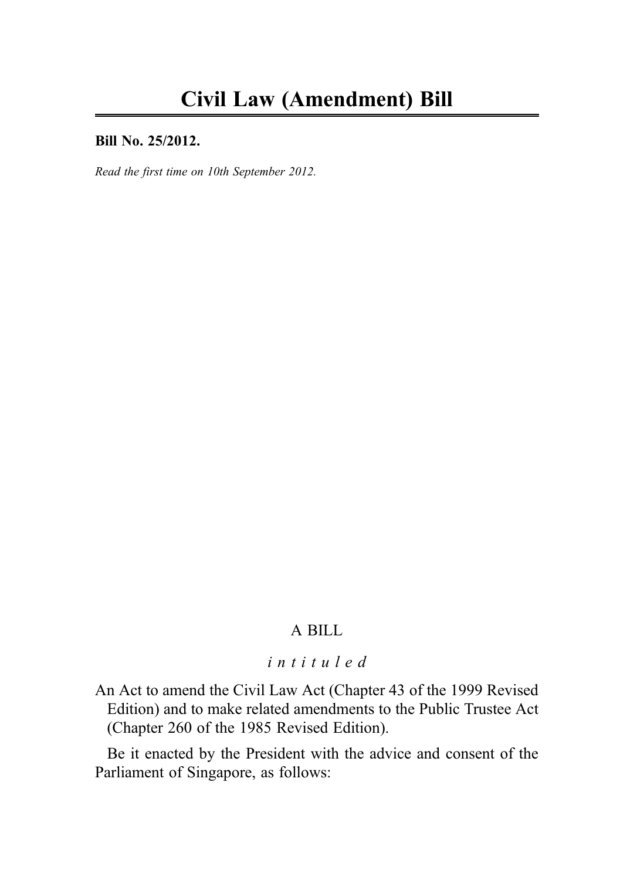# Civil Law (Amendment) Bill

**Bill No. 25/2012.**

*Read the first time on 10th September 2012.*

A BILL

*intituled*

An Act to amend the Civil Law Act (Chapter 43 of the 1999 Revised Edition) and to make related amendments to the Public Trustee Act (Chapter 260 of the 1985 Revised Edition).

Be it enacted by the President with the advice and consent of the Parliament of Singapore, as follows: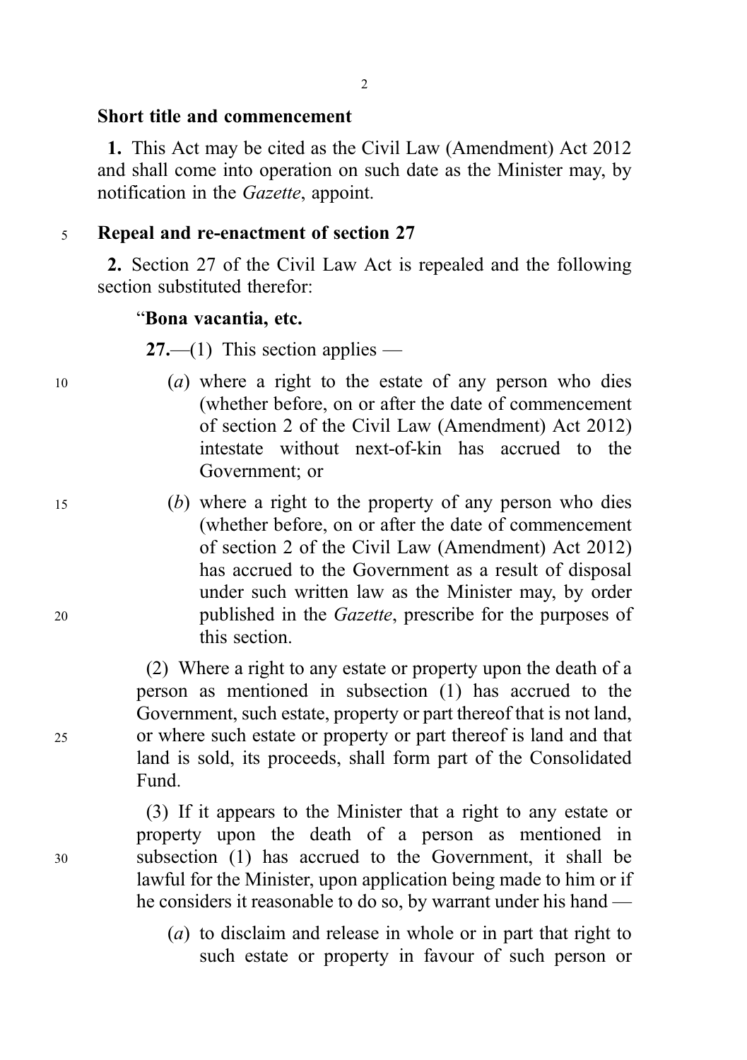### Short title and commencement

**1.** This Act may be cited as the Civil Law (Amendment) Act 2012 and shall come into operation on such date as the Minister may, by notification in the *Gazette*, appoint.

### Repeal and re-enactment of section 27

**2.** Section 27 of the Civil Law Act is repealed and the following section substituted therefor:

"**Bona vacantia, etc.**

**27.**—(1) This section applies —

(*a*) where a right to the estate of any person who dies (whether before, on or after the date of commencement of section 2 of the Civil Law (Amendment) Act 2012) intestate without next-of-kin has accrued to the Government; or

(*b*) where a right to the property of any person who dies (whether before, on or after the date of commencement of section 2 of the Civil Law (Amendment) Act 2012) has accrued to the Government as a result of disposal under such written law as the Minister may, by order published in the *Gazette*, prescribe for the purposes of this section.

(2) Where a right to any estate or property upon the death of a person as mentioned in subsection (1) has accrued to the Government, such estate, property or part thereof that is not land, or where such estate or property or part thereof is land and that land is sold, its proceeds, shall form part of the Consolidated Fund.

(3) If it appears to the Minister that a right to any estate or property upon the death of a person as mentioned in subsection (1) has accrued to the Government, it shall be lawful for the Minister, upon application being made to him or if he considers it reasonable to do so, by warrant under his hand —

(*a*) to disclaim and release in whole or in part that right to such estate or property in favour of such person or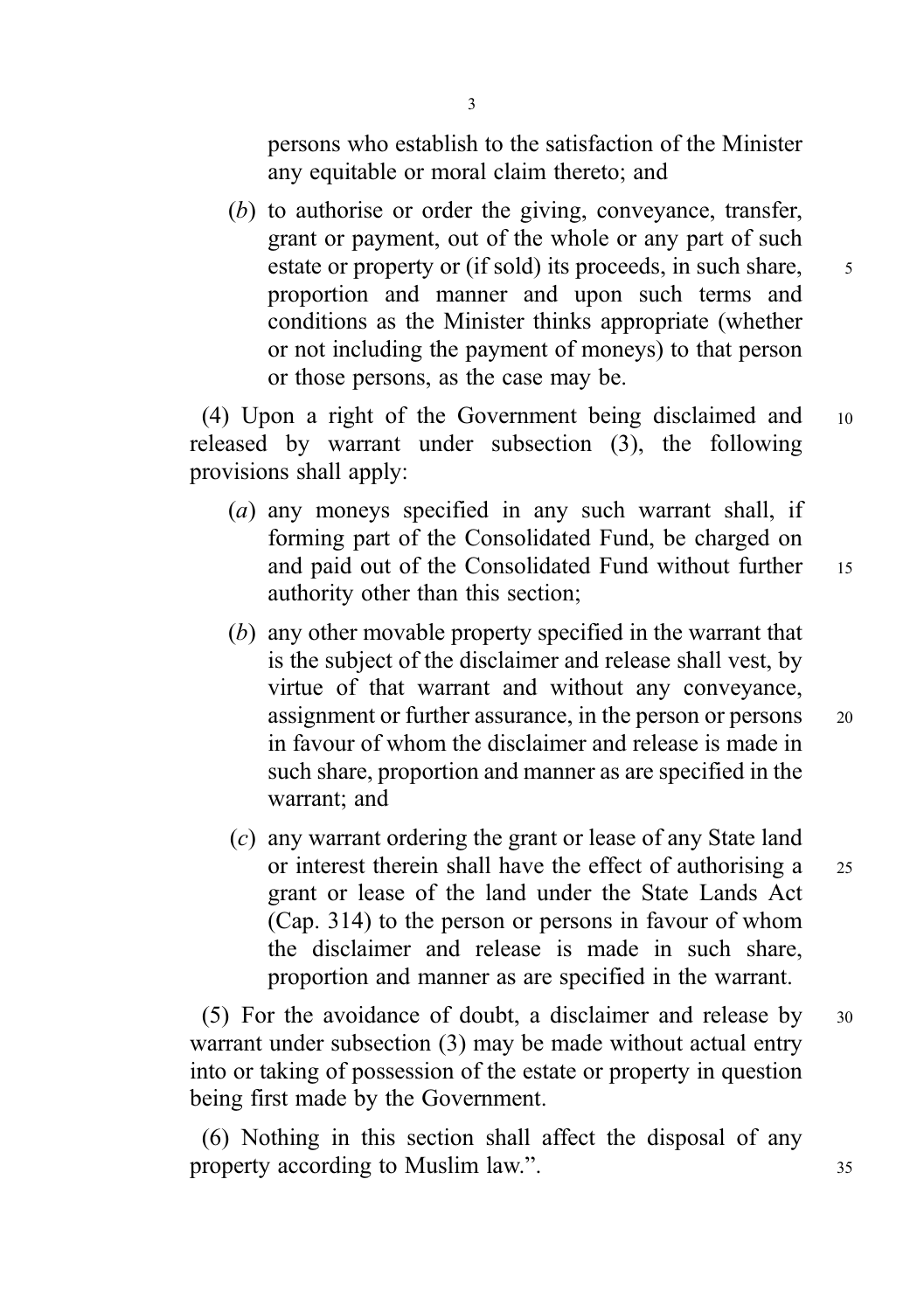persons who establish to the satisfaction of the Minister any equitable or moral claim thereto; and

(*b*) to authorise or order the giving, conveyance, transfer, grant or payment, out of the whole or any part of such estate or property or (if sold) its proceeds, in such share, proportion and manner and upon such terms and conditions as the Minister thinks appropriate (whether or not including the payment of moneys) to that person or those persons, as the case may be.

(4) Upon a right of the Government being disclaimed and released by warrant under subsection (3), the following provisions shall apply:

(*a*) any moneys specified in any such warrant shall, if forming part of the Consolidated Fund, be charged on and paid out of the Consolidated Fund without further authority other than this section;

(*b*) any other movable property specified in the warrant that is the subject of the disclaimer and release shall vest, by virtue of that warrant and without any conveyance, assignment or further assurance, in the person or persons in favour of whom the disclaimer and release is made in such share, proportion and manner as are specified in the warrant; and

(*c*) any warrant ordering the grant or lease of any State land or interest therein shall have the effect of authorising a grant or lease of the land under the State Lands Act (Cap. 314) to the person or persons in favour of whom the disclaimer and release is made in such share, proportion and manner as are specified in the warrant.

(5) For the avoidance of doubt, a disclaimer and release by warrant under subsection (3) may be made without actual entry into or taking of possession of the estate or property in question being first made by the Government.

(6) Nothing in this section shall affect the disposal of any property according to Muslim law.".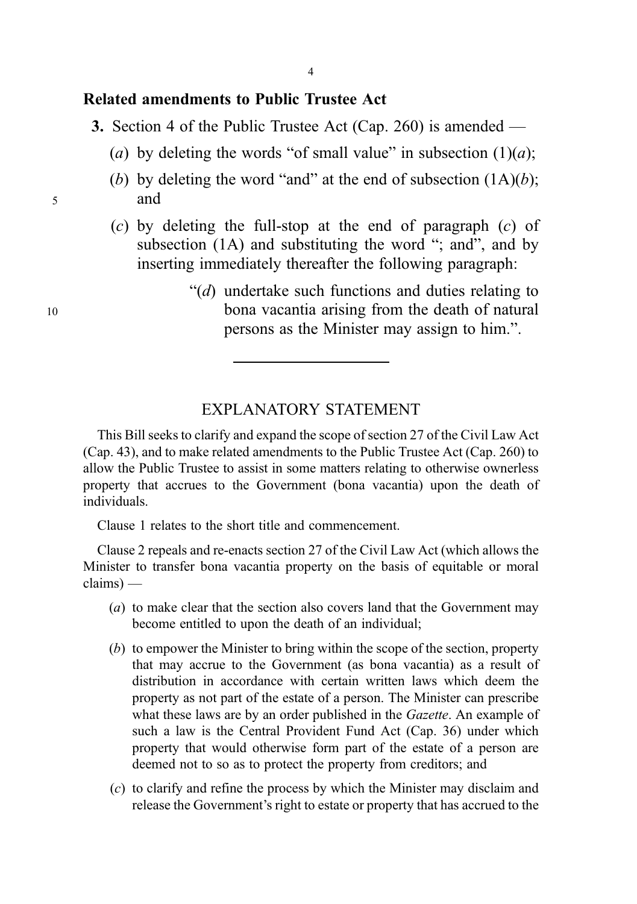**Related amendments to Public Trustee Act**

**3.** Section 4 of the Public Trustee Act (Cap. 260) is amended —

(*a*) by deleting the words "of small value" in subsection (1)(*a*);

(*b*) by deleting the word "and" at the end of subsection (1A)(*b*); and

(*c*) by deleting the full-stop at the end of paragraph (*c*) of subsection (1A) and substituting the word "; and", and by inserting immediately thereafter the following paragraph:

> "(*d*) undertake such functions and duties relating to bona vacantia arising from the death of natural persons as the Minister may assign to him.".

---

## EXPLANATORY STATEMENT

This Bill seeks to clarify and expand the scope of section 27 of the Civil Law Act (Cap. 43), and to make related amendments to the Public Trustee Act (Cap. 260) to allow the Public Trustee to assist in some matters relating to otherwise ownerless property that accrues to the Government (bona vacantia) upon the death of individuals.

Clause 1 relates to the short title and commencement.

Clause 2 repeals and re-enacts section 27 of the Civil Law Act (which allows the Minister to transfer bona vacantia property on the basis of equitable or moral claims) —

(*a*) to make clear that the section also covers land that the Government may become entitled to upon the death of an individual;

(*b*) to empower the Minister to bring within the scope of the section, property that may accrue to the Government (as bona vacantia) as a result of distribution in accordance with certain written laws which deem the property as not part of the estate of a person. The Minister can prescribe what these laws are by an order published in the *Gazette*. An example of such a law is the Central Provident Fund Act (Cap. 36) under which property that would otherwise form part of the estate of a person are deemed not to so as to protect the property from creditors; and

(*c*) to clarify and refine the process by which the Minister may disclaim and release the Government's right to estate or property that has accrued to the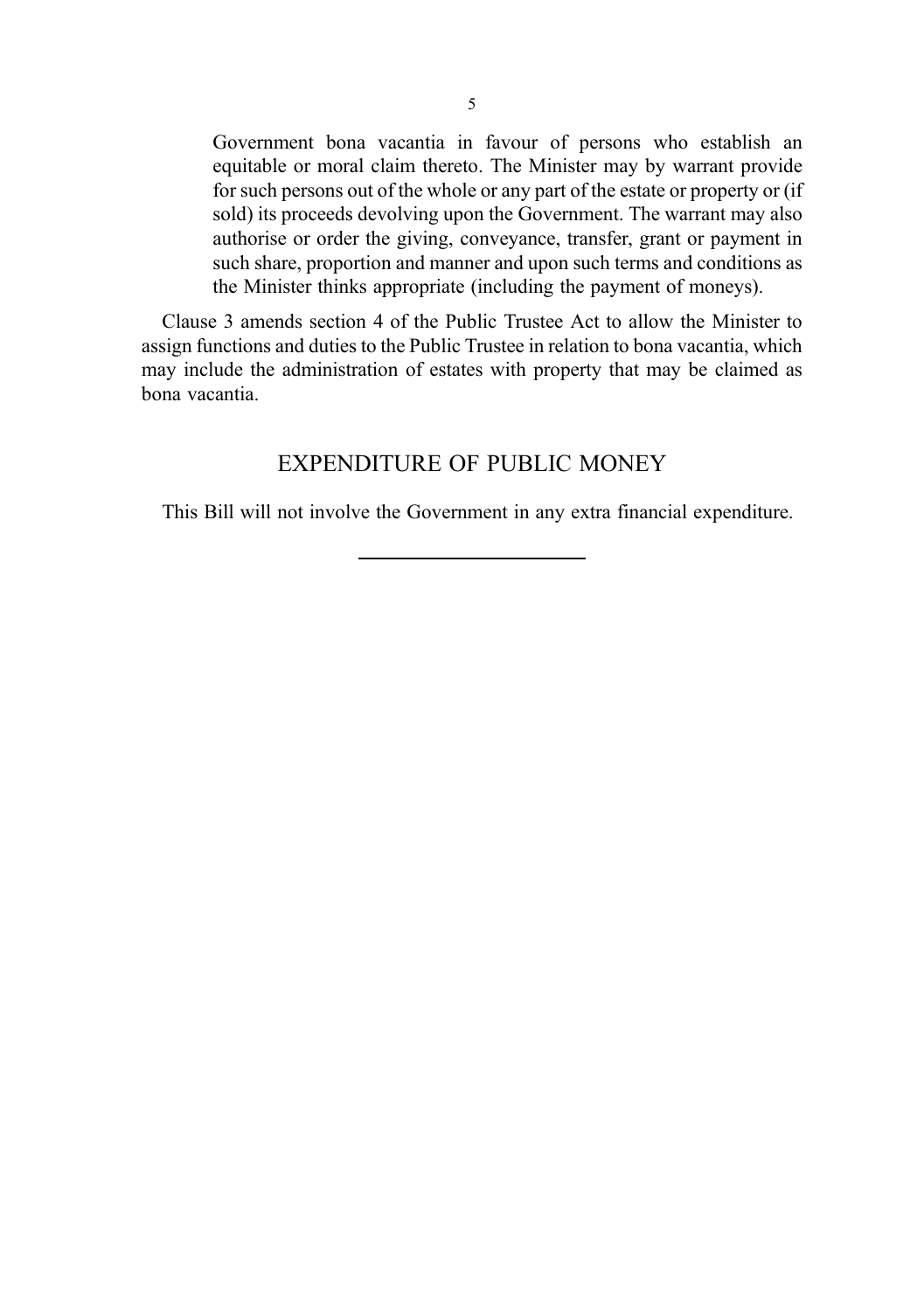Government bona vacantia in favour of persons who establish an equitable or moral claim thereto. The Minister may by warrant provide for such persons out of the whole or any part of the estate or property or (if sold) its proceeds devolving upon the Government. The warrant may also authorise or order the giving, conveyance, transfer, grant or payment in such share, proportion and manner and upon such terms and conditions as the Minister thinks appropriate (including the payment of moneys).

Clause 3 amends section 4 of the Public Trustee Act to allow the Minister to assign functions and duties to the Public Trustee in relation to bona vacantia, which may include the administration of estates with property that may be claimed as bona vacantia.

## EXPENDITURE OF PUBLIC MONEY

This Bill will not involve the Government in any extra financial expenditure.